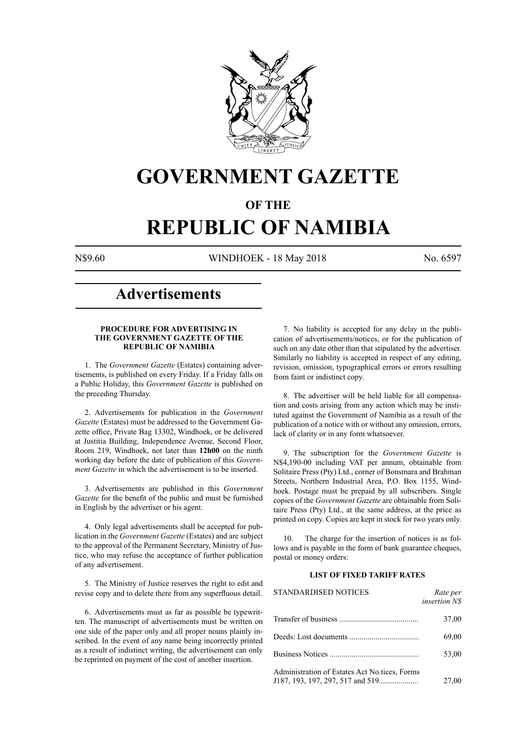# GOVERNMENT GAZETTE

## OF THE

# REPUBLIC OF NAMIBIA

N$9.60 WINDHOEK - 18 May 2018 No. 6597

# Advertisements

### PROCEDURE FOR ADVERTISING IN THE GOVERNMENT GAZETTE OF THE REPUBLIC OF NAMIBIA

1. The *Government Gazette* (Estates) containing advertisements, is published on every Friday. If a Friday falls on a Public Holiday, this *Government Gazette* is published on the preceding Thursday.

2. Advertisements for publication in the *Government Gazette* (Estates) must be addressed to the Government Gazette office, Private Bag 13302, Windhoek, or be delivered at Justitia Building, Independence Avenue, Second Floor, Room 219, Windhoek, not later than **12h00** on the ninth working day before the date of publication of this *Government Gazette* in which the advertisement is to be inserted.

3. Advertisements are published in this *Government Gazette* for the benefit of the public and must be furnished in English by the advertiser or his agent.

4. Only legal advertisements shall be accepted for publication in the *Government Gazette* (Estates) and are subject to the approval of the Permanent Secretary, Ministry of Justice, who may refuse the acceptance of further publication of any advertisement.

5. The Ministry of Justice reserves the right to edit and revise copy and to delete there from any superfluous detail.

6. Advertisements must as far as possible be typewritten. The manuscript of advertisements must be written on one side of the paper only and all proper nouns plainly inscribed. In the event of any name being incorrectly printed as a result of indistinct writing, the advertisement can only be reprinted on payment of the cost of another insertion.

7. No liability is accepted for any delay in the publication of advertisements/notices, or for the publication of such on any date other than that stipulated by the advertiser. Similarly no liability is accepted in respect of any editing, revision, omission, typographical errors or errors resulting from faint or indistinct copy.

8. The advertiser will be held liable for all compensation and costs arising from any action which may be instituted against the Government of Namibia as a result of the publication of a notice with or without any omission, errors, lack of clarity or in any form whatsoever.

9. The subscription for the *Government Gazette* is N$4,190-00 including VAT per annum, obtainable from Solitaire Press (Pty) Ltd., corner of Bonsmara and Brahman Streets, Northern Industrial Area, P.O. Box 1155, Windhoek. Postage must be prepaid by all subscribers. Single copies of the *Government Gazette* are obtainable from Solitaire Press (Pty) Ltd., at the same address, at the price as printed on copy. Copies are kept in stock for two years only.

10. The charge for the insertion of notices is as follows and is payable in the form of bank guarantee cheques, postal or money orders:

### LIST OF FIXED TARIFF RATES

| STANDARDISED NOTICES | *Rate per insertion N$* |
|---|---|
| Transfer of business | 37,00 |
| Deeds: Lost documents | 69,00 |
| Business Notices | 53,00 |
| Administration of Estates Act No.tices, Forms J187, 193, 197, 297, 517 and 519 | 27,00 |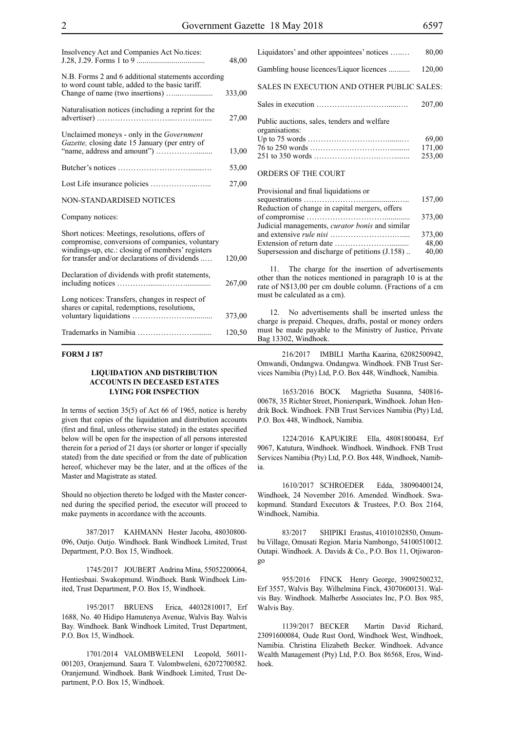| | |
|---|---|
| Insolvency Act and Companies Act No.tices: J.28, J.29. Forms 1 to 9 | 48,00 |
| N.B. Forms 2 and 6 additional statements according to word count table, added to the basic tariff. Change of name (two insertions) | 333,00 |
| Naturalisation notices (including a reprint for the advertiser) | 27,00 |
| Unclaimed moneys - only in the *Government Gazette,* closing date 15 January (per entry of "name, address and amount") | 13,00 |
| Butcher's notices | 53,00 |
| Lost Life insurance policies | 27,00 |

NON-STANDARDISED NOTICES

Company notices:

| | |
|---|---|
| Short notices: Meetings, resolutions, offers of compromise, conversions of companies, voluntary windings-up, etc.: closing of members' registers for transfer and/or declarations of dividends | 120,00 |
| Declaration of dividends with profit statements, including notices | 267,00 |
| Long notices: Transfers, changes in respect of shares or capital, redemptions, resolutions, voluntary liquidations | 373,00 |
| Trademarks in Namibia | 120,50 |
| Liquidators' and other appointees' notices | 80,00 |
| Gambling house licences/Liquor licences | 120,00 |

SALES IN EXECUTION AND OTHER PUBLIC SALES:

| | |
|---|---|
| Sales in execution | 207,00 |
| Public auctions, sales, tenders and welfare organisations: | |
| Up to 75 words | 69,00 |
| 76 to 250 words | 171,00 |
| 251 to 350 words | 253,00 |

ORDERS OF THE COURT

| | |
|---|---|
| Provisional and final liquidations or sequestrations | 157,00 |
| Reduction of change in capital mergers, offers of compromise | 373,00 |
| Judicial managements, *curator bonis* and similar and extensive *rule nisi* | 373,00 |
| Extension of return date | 48,00 |
| Supersession and discharge of petitions (J.158) | 40,00 |

11. The charge for the insertion of advertisements other than the notices mentioned in paragraph 10 is at the rate of N$13,00 per cm double column. (Fractions of a cm must be calculated as a cm).

12. No advertisements shall be inserted unless the charge is prepaid. Cheques, drafts, postal or money orders must be made payable to the Ministry of Justice, Private Bag 13302, Windhoek.

**FORM J 187**

**LIQUIDATION AND DISTRIBUTION ACCOUNTS IN DECEASED ESTATES LYING FOR INSPECTION**

In terms of section 35(5) of Act 66 of 1965, notice is hereby given that copies of the liquidation and distribution accounts (first and final, unless otherwise stated) in the estates specified below will be open for the inspection of all persons interested therein for a period of 21 days (or shorter or longer if specially stated) from the date specified or from the date of publication hereof, whichever may be the later, and at the offices of the Master and Magistrate as stated.

Should no objection thereto be lodged with the Master concerned during the specified period, the executor will proceed to make payments in accordance with the accounts.

387/2017 KAHMANN Hester Jacoba, 48030800-096, Outjo. Outjo. Windhoek. Bank Windhoek Limited, Trust Department, P.O. Box 15, Windhoek.

1745/2017 JOUBERT Andrina Mina, 55052200064, Hentiesbaai. Swakopmund. Windhoek. Bank Windhoek Limited, Trust Department, P.O. Box 15, Windhoek.

195/2017 BRUENS Erica, 44032810017, Erf 1688, No. 40 Hidipo Hamutenya Avenue, Walvis Bay. Walvis Bay. Windhoek. Bank Windhoek Limited, Trust Department, P.O. Box 15, Windhoek.

1701/2014 VALOMBWELENI Leopold, 56011-001203, Oranjemund. Saara T. Valombweleni, 62072700582. Oranjemund. Windhoek. Bank Windhoek Limited, Trust Department, P.O. Box 15, Windhoek.

216/2017 IMBILI Martha Kaarina, 62082500942, Omwandi, Ondangwa. Ondangwa. Windhoek. FNB Trust Services Namibia (Pty) Ltd, P.O. Box 448, Windhoek, Namibia.

1653/2016 BOCK Magrietha Susanna, 540816-00678, 35 Richter Street, Pionierspark, Windhoek. Johan Hendrik Bock. Windhoek. FNB Trust Services Namibia (Pty) Ltd, P.O. Box 448, Windhoek, Namibia.

1224/2016 KAPUKIRE Ella, 48081800484, Erf 9067, Katutura, Windhoek. Windhoek. Windhoek. FNB Trust Services Namibia (Pty) Ltd, P.O. Box 448, Windhoek, Namibia.

1610/2017 SCHROEDER Edda, 38090400124, Windhoek, 24 November 2016. Amended. Windhoek. Swakopmund. Standard Executors & Trustees, P.O. Box 2164, Windhoek, Namibia.

83/2017 SHIPIKI Erastus, 41010102850, Omumbu Village, Omusati Region. Maria Nambongo, 54100510012. Outapi. Windhoek. A. Davids & Co., P.O. Box 11, Otjiwarongo

955/2016 FINCK Henry George, 39092500232, Erf 3557, Walvis Bay. Wilhelmina Finck, 43070600131. Walvis Bay. Windhoek. Malherbe Associates Inc, P.O. Box 985, Walvis Bay.

1139/2017 BECKER Martin David Richard, 23091600084, Oude Rust Oord, Windhoek West, Windhoek, Namibia. Christina Elizabeth Becker. Windhoek. Advance Wealth Management (Pty) Ltd, P.O. Box 86568, Eros, Windhoek.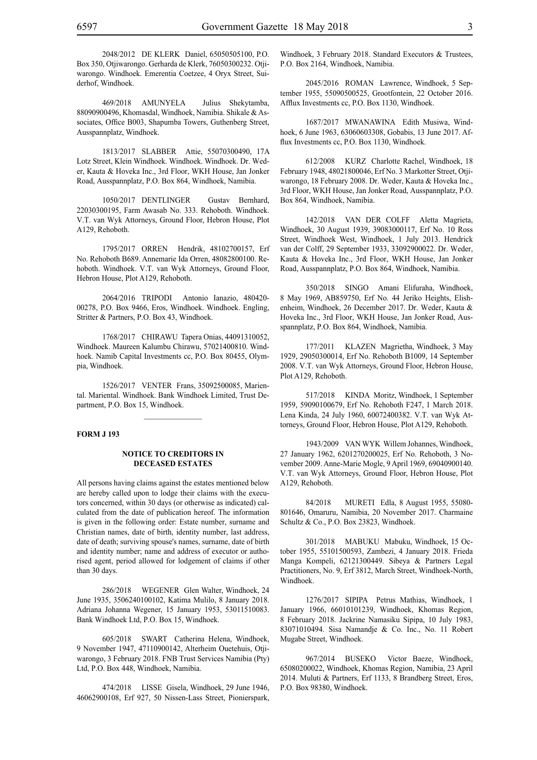2048/2012 DE KLERK Daniel, 65050505100, P.O. Box 350, Otjiwarongo. Gerharda de Klerk, 76050300232. Otjiwarongo. Windhoek. Emerentia Coetzee, 4 Oryx Street, Suiderhof, Windhoek.

469/2018 AMUNYELA Julius Shekytamba, 88090900496, Khomasdal, Windhoek, Namibia. Shikale & Associates, Office B003, Shapumba Towers, Guthenberg Street, Ausspannplatz, Windhoek.

1813/2017 SLABBER Attie, 55070300490, 17A Lotz Street, Klein Windhoek. Windhoek. Windhoek. Dr. Weder, Kauta & Hoveka Inc., 3rd Floor, WKH House, Jan Jonker Road, Ausspannplatz, P.O. Box 864, Windhoek, Namibia.

1050/2017 DENTLINGER Gustav Bernhard, 22030300195, Farm Awasab No. 333. Rehoboth. Windhoek. V.T. van Wyk Attorneys, Ground Floor, Hebron House, Plot A129, Rehoboth.

1795/2017 ORREN Hendrik, 48102700157, Erf No. Rehoboth B689. Annemarie Ida Orren, 48082800100. Rehoboth. Windhoek. V.T. van Wyk Attorneys, Ground Floor, Hebron House, Plot A129, Rehoboth.

2064/2016 TRIPODI Antonio Ianazio, 48042000278, P.O. Box 9466, Eros, Windhoek. Windhoek. Engling, Stritter & Partners, P.O. Box 43, Windhoek.

1768/2017 CHIRAWU Tapera Onias, 44091310052, Windhoek. Maureen Kalumbu Chirawu, 57021400810. Windhoek. Namib Capital Investments cc, P.O. Box 80455, Olympia, Windhoek.

1526/2017 VENTER Frans, 35092500085, Mariental. Mariental. Windhoek. Bank Windhoek Limited, Trust Department, P.O. Box 15, Windhoek.

---

**FORM J 193**

### NOTICE TO CREDITORS IN DECEASED ESTATES

All persons having claims against the estates mentioned below are hereby called upon to lodge their claims with the executors concerned, within 30 days (or otherwise as indicated) calculated from the date of publication hereof. The information is given in the following order: Estate number, surname and Christian names, date of birth, identity number, last address, date of death; surviving spouse's names, surname, date of birth and identity number; name and address of executor or authorised agent, period allowed for lodgement of claims if other than 30 days.

286/2018 WEGENER Glen Walter, Windhoek, 24 June 1935, 3506240100102, Katima Mulilo, 8 January 2018. Adriana Johanna Wegener, 15 January 1953, 53011510083. Bank Windhoek Ltd, P.O. Box 15, Windhoek.

605/2018 SWART Catherina Helena, Windhoek, 9 November 1947, 47110900142, Alterheim Ouetehuis, Otjiwarongo, 3 February 2018. FNB Trust Services Namibia (Pty) Ltd, P.O. Box 448, Windhoek, Namibia.

474/2018 LISSE Gisela, Windhoek, 29 June 1946, 46062900108, Erf 927, 50 Nissen-Lass Street, Pionierspark, Windhoek, 3 February 2018. Standard Executors & Trustees, P.O. Box 2164, Windhoek, Namibia.

2045/2016 ROMAN Lawrence, Windhoek, 5 September 1955, 55090500525, Grootfontein, 22 October 2016. Afflux Investments cc, P.O. Box 1130, Windhoek.

1687/2017 MWANAWINA Edith Musiwa, Windhoek, 6 June 1963, 63060603308, Gobabis, 13 June 2017. Afflux Investments cc, P.O. Box 1130, Windhoek.

612/2008 KURZ Charlotte Rachel, Windhoek, 18 February 1948, 48021800046, Erf No. 3 Markotter Street, Otjiwarongo, 18 February 2008. Dr. Weder, Kauta & Hoveka Inc., 3rd Floor, WKH House, Jan Jonker Road, Ausspannplatz, P.O. Box 864, Windhoek, Namibia.

142/2018 VAN DER COLFF Aletta Magrieta, Windhoek, 30 August 1939, 39083000117, Erf No. 10 Ross Street, Windhoek West, Windhoek, 1 July 2013. Hendrick van der Colff, 29 September 1933, 33092900022. Dr. Weder, Kauta & Hoveka Inc., 3rd Floor, WKH House, Jan Jonker Road, Ausspannplatz, P.O. Box 864, Windhoek, Namibia.

350/2018 SINGO Amani Elifuraha, Windhoek, 8 May 1969, AB859750, Erf No. 44 Jeriko Heights, Elishenheim, Windhoek, 26 December 2017. Dr. Weder, Kauta & Hoveka Inc., 3rd Floor, WKH House, Jan Jonker Road, Ausspannplatz, P.O. Box 864, Windhoek, Namibia.

177/2011 KLAZEN Magrietha, Windhoek, 3 May 1929, 29050300014, Erf No. Rehoboth B1009, 14 September 2008. V.T. van Wyk Attorneys, Ground Floor, Hebron House, Plot A129, Rehoboth.

517/2018 KINDA Moritz, Windhoek, 1 September 1959, 59090100679, Erf No. Rehoboth F247, 1 March 2018. Lena Kinda, 24 July 1960, 60072400382. V.T. van Wyk Attorneys, Ground Floor, Hebron House, Plot A129, Rehoboth.

1943/2009 VAN WYK Willem Johannes, Windhoek, 27 January 1962, 6201270200025, Erf No. Rehoboth, 3 November 2009. Anne-Marie Mogle, 9 April 1969, 69040900140. V.T. van Wyk Attorneys, Ground Floor, Hebron House, Plot A129, Rehoboth.

84/2018 MURETI Edla, 8 August 1955, 55080801646, Omaruru, Namibia, 20 November 2017. Charmaine Schultz & Co., P.O. Box 23823, Windhoek.

301/2018 MABUKU Mabuku, Windhoek, 15 October 1955, 55101500593, Zambezi, 4 January 2018. Frieda Manga Kompeli, 62121300449. Sibeya & Partners Legal Practitioners, No. 9, Erf 3812, March Street, Windhoek-North, Windhoek.

1276/2017 SIPIPA Petrus Mathias, Windhoek, 1 January 1966, 66010101239, Windhoek, Khomas Region, 8 February 2018. Jackrine Namasiku Sipipa, 10 July 1983, 83071010494. Sisa Namandje & Co. Inc., No. 11 Robert Mugabe Street, Windhoek.

967/2014 BUSEKO Victor Baeze, Windhoek, 65080200022, Windhoek, Khomas Region, Namibia, 23 April 2014. Muluti & Partners, Erf 1133, 8 Brandberg Street, Eros, P.O. Box 98380, Windhoek.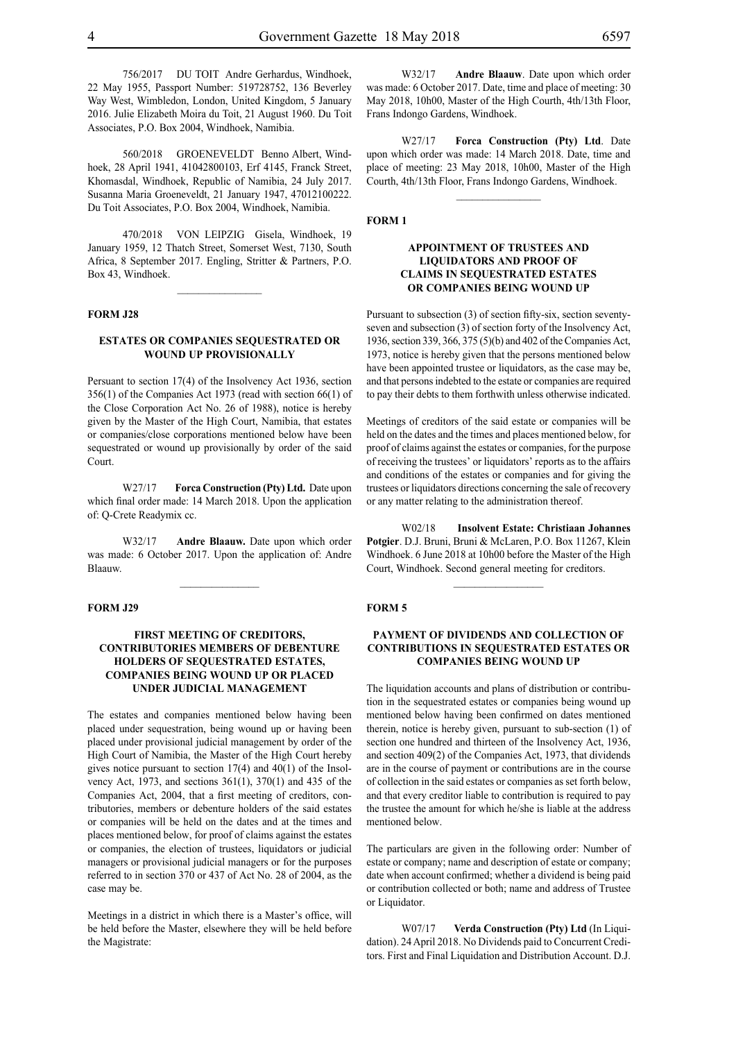756/2017 DU TOIT Andre Gerhardus, Windhoek, 22 May 1955, Passport Number: 519728752, 136 Beverley Way West, Wimbledon, London, United Kingdom, 5 January 2016. Julie Elizabeth Moira du Toit, 21 August 1960. Du Toit Associates, P.O. Box 2004, Windhoek, Namibia.

560/2018 GROENEVELDT Benno Albert, Windhoek, 28 April 1941, 41042800103, Erf 4145, Franck Street, Khomasdal, Windhoek, Republic of Namibia, 24 July 2017. Susanna Maria Groeneveldt, 21 January 1947, 47012100222. Du Toit Associates, P.O. Box 2004, Windhoek, Namibia.

470/2018 VON LEIPZIG Gisela, Windhoek, 19 January 1959, 12 Thatch Street, Somerset West, 7130, South Africa, 8 September 2017. Engling, Stritter & Partners, P.O. Box 43, Windhoek.

---

**FORM J28**

**ESTATES OR COMPANIES SEQUESTRATED OR WOUND UP PROVISIONALLY**

Persuant to section 17(4) of the Insolvency Act 1936, section 356(1) of the Companies Act 1973 (read with section 66(1) of the Close Corporation Act No. 26 of 1988), notice is hereby given by the Master of the High Court, Namibia, that estates or companies/close corporations mentioned below have been sequestrated or wound up provisionally by order of the said Court.

W27/17 **Forca Construction (Pty) Ltd.** Date upon which final order made: 14 March 2018. Upon the application of: Q-Crete Readymix cc.

W32/17 **Andre Blaauw.** Date upon which order was made: 6 October 2017. Upon the application of: Andre Blaauw.

---

**FORM J29**

**FIRST MEETING OF CREDITORS, CONTRIBUTORIES MEMBERS OF DEBENTURE HOLDERS OF SEQUESTRATED ESTATES, COMPANIES BEING WOUND UP OR PLACED UNDER JUDICIAL MANAGEMENT**

The estates and companies mentioned below having been placed under sequestration, being wound up or having been placed under provisional judicial management by order of the High Court of Namibia, the Master of the High Court hereby gives notice pursuant to section 17(4) and 40(1) of the Insolvency Act, 1973, and sections 361(1), 370(1) and 435 of the Companies Act, 2004, that a first meeting of creditors, contributories, members or debenture holders of the said estates or companies will be held on the dates and at the times and places mentioned below, for proof of claims against the estates or companies, the election of trustees, liquidators or judicial managers or provisional judicial managers or for the purposes referred to in section 370 or 437 of Act No. 28 of 2004, as the case may be.

Meetings in a district in which there is a Master's office, will be held before the Master, elsewhere they will be held before the Magistrate:

W32/17 **Andre Blaauw**. Date upon which order was made: 6 October 2017. Date, time and place of meeting: 30 May 2018, 10h00, Master of the High Courth, 4th/13th Floor, Frans Indongo Gardens, Windhoek.

W27/17 **Forca Construction (Pty) Ltd**. Date upon which order was made: 14 March 2018. Date, time and place of meeting: 23 May 2018, 10h00, Master of the High Courth, 4th/13th Floor, Frans Indongo Gardens, Windhoek.

---

**FORM 1**

**APPOINTMENT OF TRUSTEES AND LIQUIDATORS AND PROOF OF CLAIMS IN SEQUESTRATED ESTATES OR COMPANIES BEING WOUND UP**

Pursuant to subsection (3) of section fifty-six, section seventy-seven and subsection (3) of section forty of the Insolvency Act, 1936, section 339, 366, 375 (5)(b) and 402 of the Companies Act, 1973, notice is hereby given that the persons mentioned below have been appointed trustee or liquidators, as the case may be, and that persons indebted to the estate or companies are required to pay their debts to them forthwith unless otherwise indicated.

Meetings of creditors of the said estate or companies will be held on the dates and the times and places mentioned below, for proof of claims against the estates or companies, for the purpose of receiving the trustees' or liquidators' reports as to the affairs and conditions of the estates or companies and for giving the trustees or liquidators directions concerning the sale of recovery or any matter relating to the administration thereof.

W02/18 **Insolvent Estate: Christiaan Johannes Potgier**. D.J. Bruni, Bruni & McLaren, P.O. Box 11267, Klein Windhoek. 6 June 2018 at 10h00 before the Master of the High Court, Windhoek. Second general meeting for creditors.

---

**FORM 5**

**PAYMENT OF DIVIDENDS AND COLLECTION OF CONTRIBUTIONS IN SEQUESTRATED ESTATES OR COMPANIES BEING WOUND UP**

The liquidation accounts and plans of distribution or contribution in the sequestrated estates or companies being wound up mentioned below having been confirmed on dates mentioned therein, notice is hereby given, pursuant to sub-section (1) of section one hundred and thirteen of the Insolvency Act, 1936, and section 409(2) of the Companies Act, 1973, that dividends are in the course of payment or contributions are in the course of collection in the said estates or companies as set forth below, and that every creditor liable to contribution is required to pay the trustee the amount for which he/she is liable at the address mentioned below.

The particulars are given in the following order: Number of estate or company; name and description of estate or company; date when account confirmed; whether a dividend is being paid or contribution collected or both; name and address of Trustee or Liquidator.

W07/17 **Verda Construction (Pty) Ltd** (In Liquidation). 24 April 2018. No Dividends paid to Concurrent Creditors. First and Final Liquidation and Distribution Account. D.J.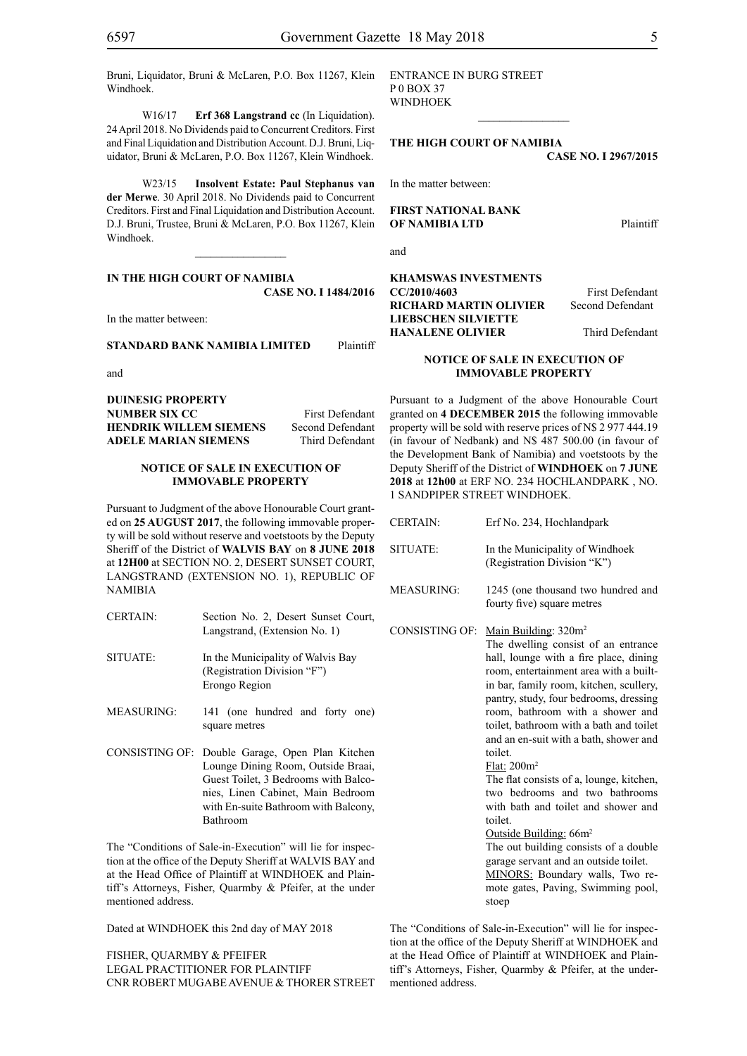Bruni, Liquidator, Bruni & McLaren, P.O. Box 11267, Klein Windhoek.

W16/17 **Erf 368 Langstrand cc** (In Liquidation). 24 April 2018. No Dividends paid to Concurrent Creditors. First and Final Liquidation and Distribution Account. D.J. Bruni, Liquidator, Bruni & McLaren, P.O. Box 11267, Klein Windhoek.

W23/15 **Insolvent Estate: Paul Stephanus van der Merwe**. 30 April 2018. No Dividends paid to Concurrent Creditors. First and Final Liquidation and Distribution Account. D.J. Bruni, Trustee, Bruni & McLaren, P.O. Box 11267, Klein Windhoek.

---

**IN THE HIGH COURT OF NAMIBIA**
**CASE NO. I 1484/2016**

In the matter between:

**STANDARD BANK NAMIBIA LIMITED** Plaintiff

and

**DUINESIG PROPERTY NUMBER SIX CC** First Defendant
**HENDRIK WILLEM SIEMENS** Second Defendant
**ADELE MARIAN SIEMENS** Third Defendant

**NOTICE OF SALE IN EXECUTION OF IMMOVABLE PROPERTY**

Pursuant to Judgment of the above Honourable Court granted on **25 AUGUST 2017**, the following immovable property will be sold without reserve and voetstoots by the Deputy Sheriff of the District of **WALVIS BAY** on **8 JUNE 2018** at **12H00** at SECTION NO. 2, DESERT SUNSET COURT, LANGSTRAND (EXTENSION NO. 1), REPUBLIC OF NAMIBIA

| | |
|---|---|
| CERTAIN: | Section No. 2, Desert Sunset Court, Langstrand, (Extension No. 1) |
| SITUATE: | In the Municipality of Walvis Bay (Registration Division "F") Erongo Region |
| MEASURING: | 141 (one hundred and forty one) square metres |
| CONSISTING OF: | Double Garage, Open Plan Kitchen Lounge Dining Room, Outside Braai, Guest Toilet, 3 Bedrooms with Balconies, Linen Cabinet, Main Bedroom with En-suite Bathroom with Balcony, Bathroom |

The "Conditions of Sale-in-Execution" will lie for inspection at the office of the Deputy Sheriff at WALVIS BAY and at the Head Office of Plaintiff at WINDHOEK and Plaintiff's Attorneys, Fisher, Quarmby & Pfeifer, at the under mentioned address.

Dated at WINDHOEK this 2nd day of MAY 2018

FISHER, QUARMBY & PFEIFER
LEGAL PRACTITIONER FOR PLAINTIFF
CNR ROBERT MUGABE AVENUE & THORER STREET
ENTRANCE IN BURG STREET
P 0 BOX 37
WINDHOEK

---

**THE HIGH COURT OF NAMIBIA**
**CASE NO. I 2967/2015**

In the matter between:

**FIRST NATIONAL BANK OF NAMIBIA LTD** Plaintiff

and

**KHAMSWAS INVESTMENTS CC/2010/4603** First Defendant
**RICHARD MARTIN OLIVIER** Second Defendant
**LIEBSCHEN SILVIETTE HANALENE OLIVIER** Third Defendant

**NOTICE OF SALE IN EXECUTION OF IMMOVABLE PROPERTY**

Pursuant to a Judgment of the above Honourable Court granted on **4 DECEMBER 2015** the following immovable property will be sold with reserve prices of N$ 2 977 444.19 (in favour of Nedbank) and N$ 487 500.00 (in favour of the Development Bank of Namibia) and voetstoots by the Deputy Sheriff of the District of **WINDHOEK** on **7 JUNE 2018** at **12h00** at ERF NO. 234 HOCHLANDPARK , NO. 1 SANDPIPER STREET WINDHOEK.

| | |
|---|---|
| CERTAIN: | Erf No. 234, Hochlandpark |
| SITUATE: | In the Municipality of Windhoek (Registration Division "K") |
| MEASURING: | 1245 (one thousand two hundred and fourty five) square metres |
| CONSISTING OF: | Main Building: 320m² The dwelling consist of an entrance hall, lounge with a fire place, dining room, entertainment area with a built-in bar, family room, kitchen, scullery, pantry, study, four bedrooms, dressing room, bathroom with a shower and toilet, bathroom with a bath and toilet and an en-suit with a bath, shower and toilet. Flat: 200m² The flat consists of a, lounge, kitchen, two bedrooms and two bathrooms with bath and toilet and shower and toilet. Outside Building: 66m² The out building consists of a double garage servant and an outside toilet. MINORS: Boundary walls, Two remote gates, Paving, Swimming pool, stoep |

The "Conditions of Sale-in-Execution" will lie for inspection at the office of the Deputy Sheriff at WINDHOEK and at the Head Office of Plaintiff at WINDHOEK and Plaintiff's Attorneys, Fisher, Quarmby & Pfeifer, at the undermentioned address.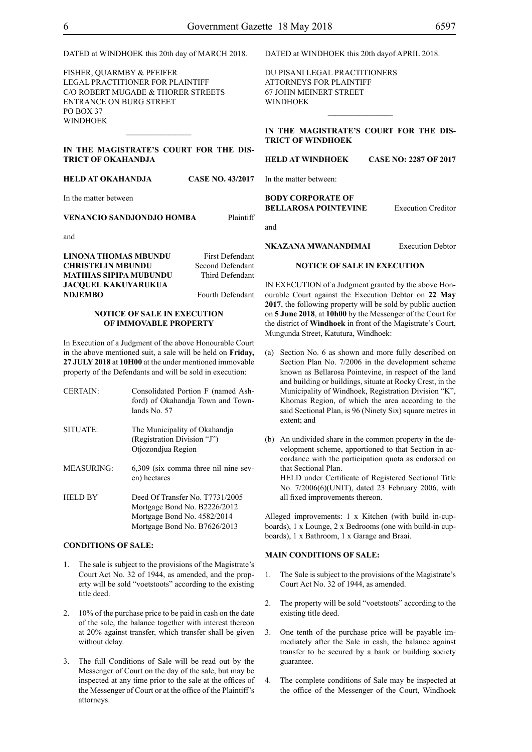DATED at WINDHOEK this 20th day of MARCH 2018.

FISHER, QUARMBY & PFEIFER
LEGAL PRACTITIONER FOR PLAINTIFF
C/O ROBERT MUGABE & THORER STREETS
ENTRANCE ON BURG STREET
PO BOX 37
WINDHOEK

---

**IN THE MAGISTRATE'S COURT FOR THE DISTRICT OF OKAHANDJA**

**HELD AT OKAHANDJA CASE NO. 43/2017**

In the matter between

**VENANCIO SANDJONDJO HOMBA** Plaintiff

and

**LINONA THOMAS MBUNDU** First Defendant
**CHRISTELIN MBUNDU** Second Defendant
**MATHIAS SIPIPA MUBUNDU** Third Defendant
**JACQUEL KAKUYARUKUA NDJEMBO** Fourth Defendant

**NOTICE OF SALE IN EXECUTION OF IMMOVABLE PROPERTY**

In Execution of a Judgment of the above Honourable Court in the above mentioned suit, a sale will be held on **Friday, 27 JULY 2018** at **10H00** at the under mentioned immovable property of the Defendants and will be sold in execution:

| | |
|---|---|
| CERTAIN: | Consolidated Portion F (named Ashford) of Okahandja Town and Townlands No. 57 |
| SITUATE: | The Municipality of Okahandja (Registration Division "J") Otjozondjua Region |
| MEASURING: | 6,309 (six comma three nil nine seven) hectares |
| HELD BY | Deed Of Transfer No. T7731/2005 Mortgage Bond No. B2226/2012 Mortgage Bond No. 4582/2014 Mortgage Bond No. B7626/2013 |

**CONDITIONS OF SALE:**

1. The sale is subject to the provisions of the Magistrate's Court Act No. 32 of 1944, as amended, and the property will be sold "voetstoots" according to the existing title deed.

2. 10% of the purchase price to be paid in cash on the date of the sale, the balance together with interest thereon at 20% against transfer, which transfer shall be given without delay.

3. The full Conditions of Sale will be read out by the Messenger of Court on the day of the sale, but may be inspected at any time prior to the sale at the offices of the Messenger of Court or at the office of the Plaintiff's attorneys.

DATED at WINDHOEK this 20th dayof APRIL 2018.

DU PISANI LEGAL PRACTITIONERS
ATTORNEYS FOR PLAINTIFF
67 JOHN MEINERT STREET
WINDHOEK

---

**IN THE MAGISTRATE'S COURT FOR THE DISTRICT OF WINDHOEK**

**HELD AT WINDHOEK CASE NO: 2287 OF 2017**

In the matter between:

**BODY CORPORATE OF BELLAROSA POINTEVINE** Execution Creditor

and

**NKAZANA MWANANDIMAI** Execution Debtor

**NOTICE OF SALE IN EXECUTION**

IN EXECUTION of a Judgment granted by the above Honourable Court against the Execution Debtor on **22 May 2017**, the following property will be sold by public auction on **5 June 2018**, at **10h00** by the Messenger of the Court for the district of **Windhoek** in front of the Magistrate's Court, Mungunda Street, Katutura, Windhoek:

(a) Section No. 6 as shown and more fully described on Section Plan No. 7/2006 in the development scheme known as Bellarosa Pointevine, in respect of the land and building or buildings, situate at Rocky Crest, in the Municipality of Windhoek, Registration Division "K", Khomas Region, of which the area according to the said Sectional Plan, is 96 (Ninety Six) square metres in extent; and

(b) An undivided share in the common property in the development scheme, apportioned to that Section in accordance with the participation quota as endorsed on that Sectional Plan.
HELD under Certificate of Registered Sectional Title No. 7/2006(6)(UNIT), dated 23 February 2006, with all fixed improvements thereon.

Alleged improvements: 1 x Kitchen (with build in-cupboards), 1 x Lounge, 2 x Bedrooms (one with build-in cupboards), 1 x Bathroom, 1 x Garage and Braai.

**MAIN CONDITIONS OF SALE:**

1. The Sale is subject to the provisions of the Magistrate's Court Act No. 32 of 1944, as amended.

2. The property will be sold "voetstoots" according to the existing title deed.

3. One tenth of the purchase price will be payable immediately after the Sale in cash, the balance against transfer to be secured by a bank or building society guarantee.

4. The complete conditions of Sale may be inspected at the office of the Messenger of the Court, Windhoek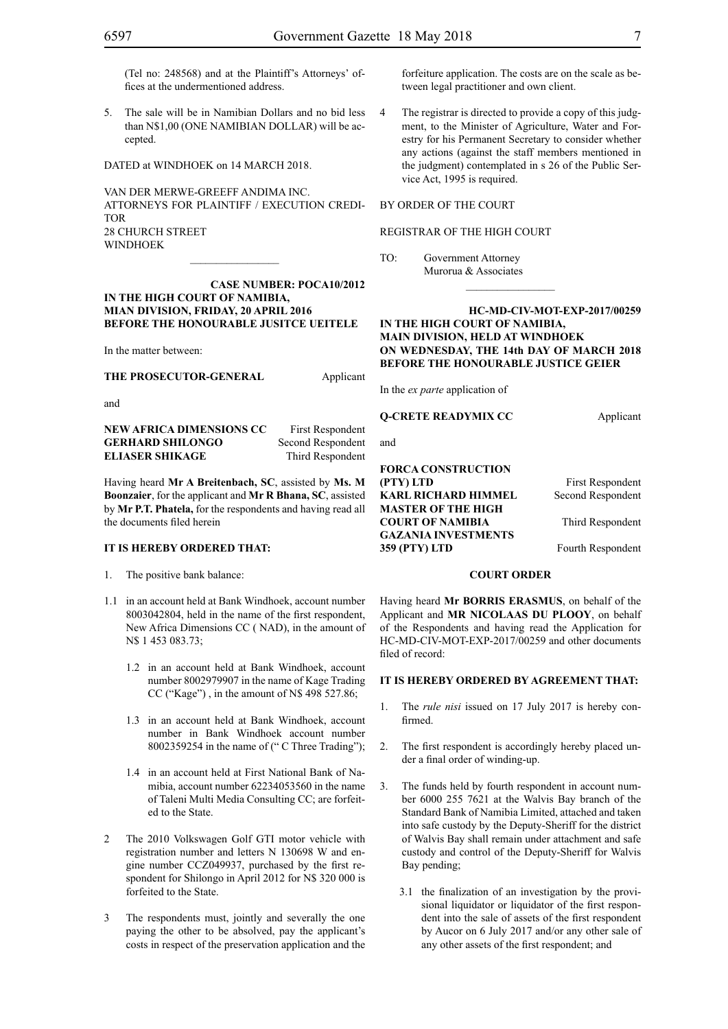(Tel no: 248568) and at the Plaintiff's Attorneys' offices at the undermentioned address.

5. The sale will be in Namibian Dollars and no bid less than N$1,00 (ONE NAMIBIAN DOLLAR) will be accepted.

DATED at WINDHOEK on 14 MARCH 2018.

VAN DER MERWE-GREEFF ANDIMA INC.
ATTORNEYS FOR PLAINTIFF / EXECUTION CREDITOR
28 CHURCH STREET
WINDHOEK

---

**CASE NUMBER: POCA10/2012**

**IN THE HIGH COURT OF NAMIBIA,
MIAN DIVISION, FRIDAY, 20 APRIL 2016
BEFORE THE HONOURABLE JUSITCE UEITELE**

In the matter between:

**THE PROSECUTOR-GENERAL** Applicant

and

**NEW AFRICA DIMENSIONS CC** First Respondent
**GERHARD SHILONGO** Second Respondent
**ELIASER SHIKAGE** Third Respondent

Having heard **Mr A Breitenbach, SC**, assisted by **Ms. M Boonzaier**, for the applicant and **Mr R Bhana, SC**, assisted by **Mr P.T. Phatela,** for the respondents and having read all the documents filed herein

**IT IS HEREBY ORDERED THAT:**

1. The positive bank balance:

1.1 in an account held at Bank Windhoek, account number 8003042804, held in the name of the first respondent, New Africa Dimensions CC ( NAD), in the amount of N$ 1 453 083.73;

   1.2 in an account held at Bank Windhoek, account number 8002979907 in the name of Kage Trading CC ("Kage") , in the amount of N$ 498 527.86;

   1.3 in an account held at Bank Windhoek, account number in Bank Windhoek account number 8002359254 in the name of (" C Three Trading");

   1.4 in an account held at First National Bank of Namibia, account number 62234053560 in the name of Taleni Multi Media Consulting CC; are forfeited to the State.

2 The 2010 Volkswagen Golf GTI motor vehicle with registration number and letters N 130698 W and engine number CCZ049937, purchased by the first respondent for Shilongo in April 2012 for N$ 320 000 is forfeited to the State.

3 The respondents must, jointly and severally the one paying the other to be absolved, pay the applicant's costs in respect of the preservation application and the forfeiture application. The costs are on the scale as between legal practitioner and own client.

4 The registrar is directed to provide a copy of this judgment, to the Minister of Agriculture, Water and Forestry for his Permanent Secretary to consider whether any actions (against the staff members mentioned in the judgment) contemplated in s 26 of the Public Service Act, 1995 is required.

BY ORDER OF THE COURT

REGISTRAR OF THE HIGH COURT

TO: Government Attorney
Murorua & Associates

---

**HC-MD-CIV-MOT-EXP-2017/00259**

**IN THE HIGH COURT OF NAMIBIA,
MAIN DIVISION, HELD AT WINDHOEK
ON WEDNESDAY, THE 14th DAY OF MARCH 2018
BEFORE THE HONOURABLE JUSTICE GEIER**

In the *ex parte* application of

**Q-CRETE READYMIX CC** Applicant

and

**FORCA CONSTRUCTION (PTY) LTD** First Respondent
**KARL RICHARD HIMMEL** Second Respondent
**MASTER OF THE HIGH COURT OF NAMIBIA** Third Respondent
**GAZANIA INVESTMENTS 359 (PTY) LTD** Fourth Respondent

**COURT ORDER**

Having heard **Mr BORRIS ERASMUS**, on behalf of the Applicant and **MR NICOLAAS DU PLOOY**, on behalf of the Respondents and having read the Application for HC-MD-CIV-MOT-EXP-2017/00259 and other documents filed of record:

**IT IS HEREBY ORDERED BY AGREEMENT THAT:**

1. The *rule nisi* issued on 17 July 2017 is hereby confirmed.

2. The first respondent is accordingly hereby placed under a final order of winding-up.

3. The funds held by fourth respondent in account number 6000 255 7621 at the Walvis Bay branch of the Standard Bank of Namibia Limited, attached and taken into safe custody by the Deputy-Sheriff for the district of Walvis Bay shall remain under attachment and safe custody and control of the Deputy-Sheriff for Walvis Bay pending;

   3.1 the finalization of an investigation by the provisional liquidator or liquidator of the first respondent into the sale of assets of the first respondent by Aucor on 6 July 2017 and/or any other sale of any other assets of the first respondent; and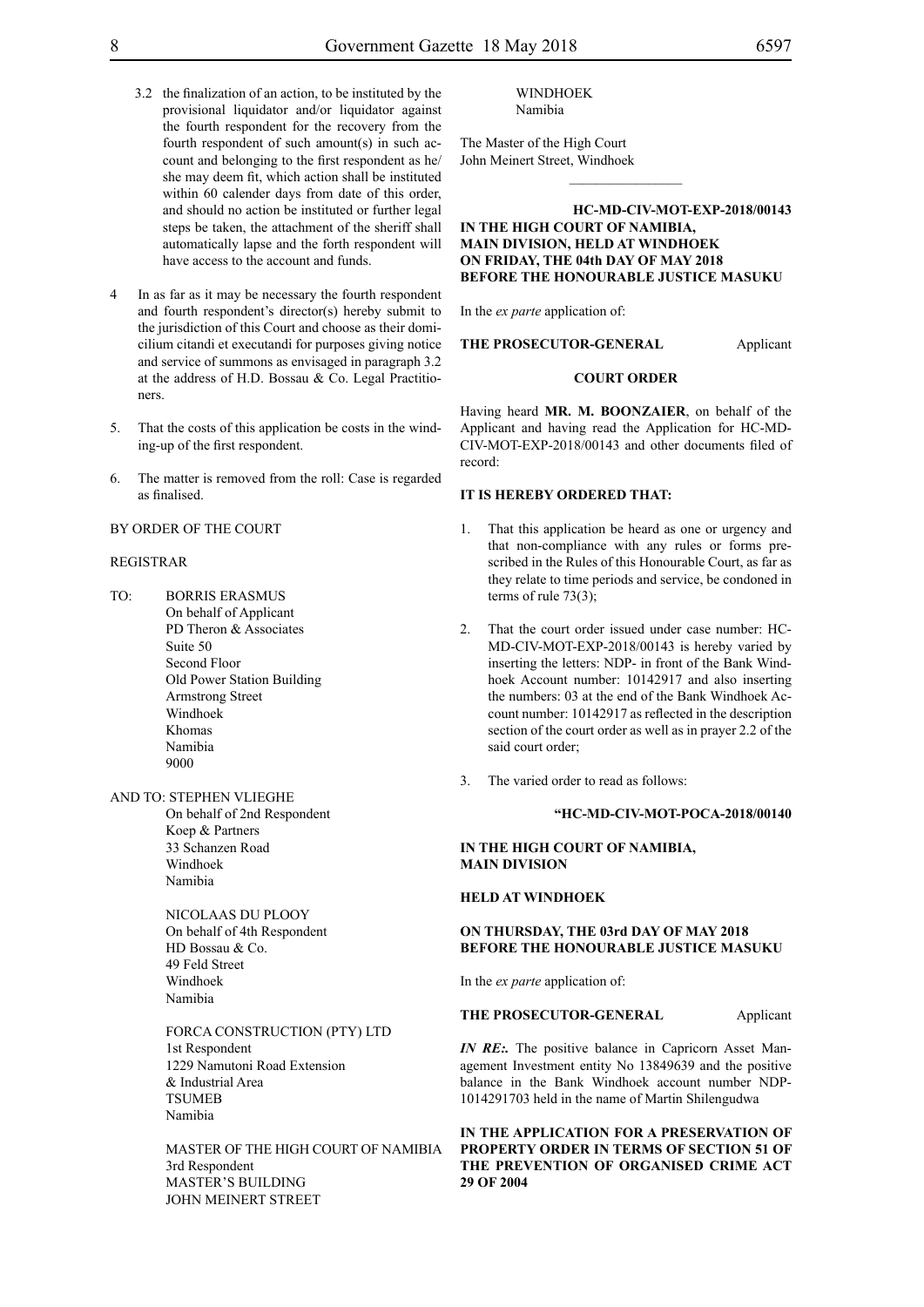3.2 the finalization of an action, to be instituted by the provisional liquidator and/or liquidator against the fourth respondent for the recovery from the fourth respondent of such amount(s) in such account and belonging to the first respondent as he/ she may deem fit, which action shall be instituted within 60 calender days from date of this order, and should no action be instituted or further legal steps be taken, the attachment of the sheriff shall automatically lapse and the forth respondent will have access to the account and funds.

4 In as far as it may be necessary the fourth respondent and fourth respondent's director(s) hereby submit to the jurisdiction of this Court and choose as their domicilium citandi et executandi for purposes giving notice and service of summons as envisaged in paragraph 3.2 at the address of H.D. Bossau & Co. Legal Practitioners.

5. That the costs of this application be costs in the winding-up of the first respondent.

6. The matter is removed from the roll: Case is regarded as finalised.

BY ORDER OF THE COURT

REGISTRAR

TO: BORRIS ERASMUS
On behalf of Applicant
PD Theron & Associates
Suite 50
Second Floor
Old Power Station Building
Armstrong Street
Windhoek
Khomas
Namibia
9000

AND TO: STEPHEN VLIEGHE
On behalf of 2nd Respondent
Koep & Partners
33 Schanzen Road
Windhoek
Namibia

NICOLAAS DU PLOOY
On behalf of 4th Respondent
HD Bossau & Co.
49 Feld Street
Windhoek
Namibia

FORCA CONSTRUCTION (PTY) LTD
1st Respondent
1229 Namutoni Road Extension
& Industrial Area
TSUMEB
Namibia

MASTER OF THE HIGH COURT OF NAMIBIA
3rd Respondent
MASTER'S BUILDING
JOHN MEINERT STREET
WINDHOEK
Namibia

The Master of the High Court
John Meinert Street, Windhoek

________________

**HC-MD-CIV-MOT-EXP-2018/00143**
**IN THE HIGH COURT OF NAMIBIA,**
**MAIN DIVISION, HELD AT WINDHOEK**
**ON FRIDAY, THE 04th DAY OF MAY 2018**
**BEFORE THE HONOURABLE JUSTICE MASUKU**

In the *ex parte* application of:

**THE PROSECUTOR-GENERAL** Applicant

**COURT ORDER**

Having heard **MR. M. BOONZAIER**, on behalf of the Applicant and having read the Application for HC-MD-CIV-MOT-EXP-2018/00143 and other documents filed of record:

**IT IS HEREBY ORDERED THAT:**

1. That this application be heard as one or urgency and that non-compliance with any rules or forms prescribed in the Rules of this Honourable Court, as far as they relate to time periods and service, be condoned in terms of rule 73(3);

2. That the court order issued under case number: HC-MD-CIV-MOT-EXP-2018/00143 is hereby varied by inserting the letters: NDP- in front of the Bank Windhoek Account number: 10142917 and also inserting the numbers: 03 at the end of the Bank Windhoek Account number: 10142917 as reflected in the description section of the court order as well as in prayer 2.2 of the said court order;

3. The varied order to read as follows:

**"HC-MD-CIV-MOT-POCA-2018/00140**

**IN THE HIGH COURT OF NAMIBIA,**
**MAIN DIVISION**

**HELD AT WINDHOEK**

**ON THURSDAY, THE 03rd DAY OF MAY 2018**
**BEFORE THE HONOURABLE JUSTICE MASUKU**

In the *ex parte* application of:

**THE PROSECUTOR-GENERAL** Applicant

***IN RE:.*** The positive balance in Capricorn Asset Management Investment entity No 13849639 and the positive balance in the Bank Windhoek account number NDP-1014291703 held in the name of Martin Shilengudwa

**IN THE APPLICATION FOR A PRESERVATION OF PROPERTY ORDER IN TERMS OF SECTION 51 OF THE PREVENTION OF ORGANISED CRIME ACT 29 OF 2004**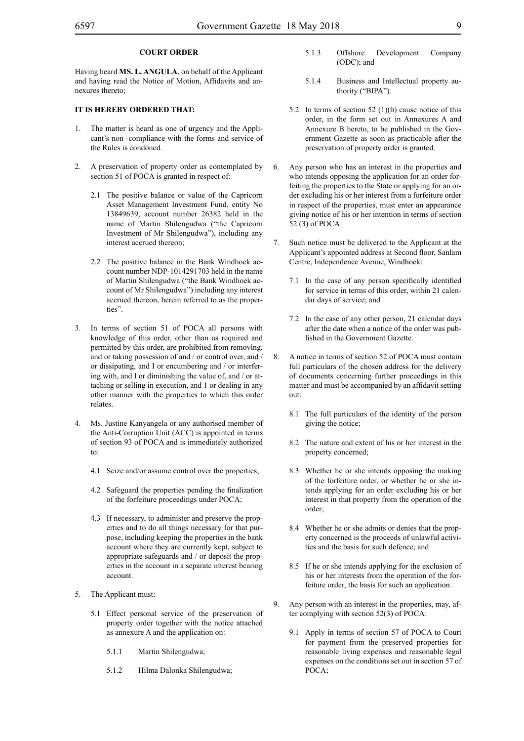**COURT ORDER**

Having heard **MS. L. ANGULA**, on behalf of the Applicant and having read the Notice of Motion, Affidavits and annexures thereto;

**IT IS HEREBY ORDERED THAT:**

1. The matter is heard as one of urgency and the Applicant's non -compliance with the forms and service of the Rules is condoned.

2. A preservation of property order as contemplated by section 51 of POCA is granted in respect of:

   2.1 The positive balance or value of the Capricorn Asset Management Investment Fund, entity No 13849639, account number 26382 held in the name of Martin Shilengudwa ("the Capricorn Investment of Mr Shilengudwa"), including any interest accrued thereon;

   2.2 The positive balance in the Bank Windhoek account number NDP-1014291703 held in the name of Martin Shilengudwa ("the Bank Windhoek account of Mr Shilengudwa") including any interest accrued thereon, herein referred to as the properties".

3. In terms of section 51 of POCA all persons with knowledge of this order, other than as required and permitted by this order, are prohibited from removing, and or taking possession of and / or control over, and / or dissipating, and I or encumbering and / or interfering with, and I or diminishing the value of, and / or attaching or selling in execution, and 1 or dealing in any other manner with the properties to which this order relates.

4. Ms. Justine Kanyangela or any authorised member of the Anti-Corruption Unit (ACC) is appointed in terms of section 93 of POCA and is immediately authorized to:

   4.1 Seize and/or assume control over the properties;

   4.2 Safeguard the properties pending the finalization of the forfeiture proceedings under POCA;

   4.3 If necessary, to administer and preserve the properties and to do all things necessary for that purpose, including keeping the properties in the bank account where they are currently kept, subject to appropriate safeguards and / or deposit the properties in the account in a separate interest bearing account.

5. The Applicant must:

   5.1 Effect personal service of the preservation of property order together with the notice attached as annexure A and the application on:

      5.1.1 Martin Shilengudwa;

      5.1.2 Hilma Dalonka Shilengudwa;

      5.1.3 Offshore Development Company (ODC); and

      5.1.4 Business and Intellectual property authority ("BIPA").

   5.2 In terms of section 52 (1)(b) cause notice of this order, in the form set out in Annexures A and Annexure B hereto, to be published in the Government Gazette as soon as practicable after the preservation of property order is granted.

6. Any person who has an interest in the properties and who intends opposing the application for an order forfeiting the properties to the State or applying for an order excluding his or her interest from a forfeiture order in respect of the properties, must enter an appearance giving notice of his or her intention in terms of section 52 (3) of POCA.

7. Such notice must be delivered to the Applicant at the Applicant's appointed address at Second floor, Sanlam Centre, Independence Avenue, Windhoek:

   7.1 In the case of any person specifically identified for service in terms of this order, within 21 calendar days of service; and

   7.2 In the case of any other person, 21 calendar days after the date when a notice of the order was published in the Government Gazette.

8. A notice in terms of section 52 of POCA must contain full particulars of the chosen address for the delivery of documents concerning further proceedings in this matter and must be accompanied by an affidavit setting out:

   8.1 The full particulars of the identity of the person giving the notice;

   8.2 The nature and extent of his or her interest in the property concerned;

   8.3 Whether he or she intends opposing the making of the forfeiture order, or whether he or she intends applying for an order excluding his or her interest in that property from the operation of the order;

   8.4 Whether he or she admits or denies that the property concerned is the proceeds of unlawful activities and the basis for such defence; and

   8.5 If he or she intends applying for the exclusion of his or her interests from the operation of the forfeiture order, the basis for such an application.

9. Any person with an interest in the properties, may, after complying with section 52(3) of POCA:

   9.1 Apply in terms of section 57 of POCA to Court for payment from the preserved properties for reasonable living expenses and reasonable legal expenses on the conditions set out in section 57 of POCA;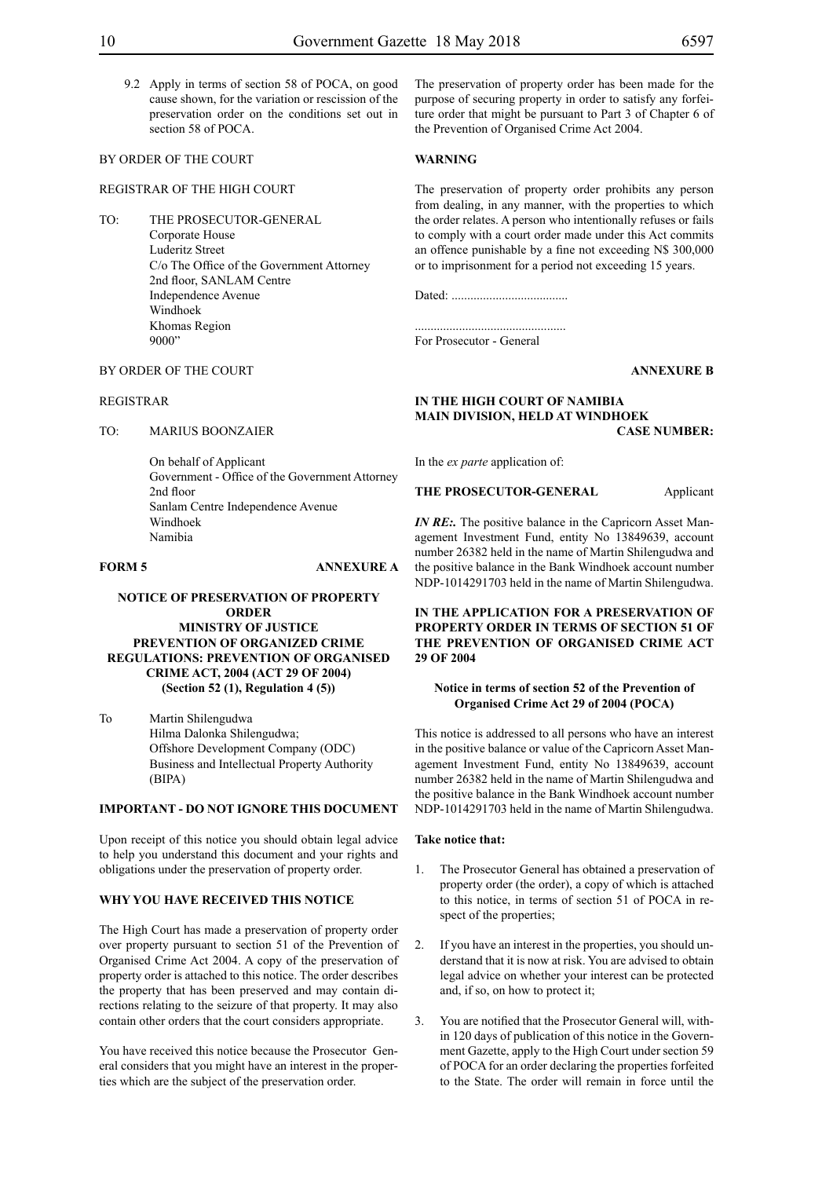9.2 Apply in terms of section 58 of POCA, on good cause shown, for the variation or rescission of the preservation order on the conditions set out in section 58 of POCA.

BY ORDER OF THE COURT

REGISTRAR OF THE HIGH COURT

TO: THE PROSECUTOR-GENERAL
Corporate House
Luderitz Street
C/o The Office of the Government Attorney
2nd floor, SANLAM Centre
Independence Avenue
Windhoek
Khomas Region
9000"

BY ORDER OF THE COURT

REGISTRAR

TO: MARIUS BOONZAIER

On behalf of Applicant
Government - Office of the Government Attorney
2nd floor
Sanlam Centre Independence Avenue
Windhoek
Namibia

**FORM 5** **ANNEXURE A**

**NOTICE OF PRESERVATION OF PROPERTY ORDER**
**MINISTRY OF JUSTICE**
**PREVENTION OF ORGANIZED CRIME REGULATIONS: PREVENTION OF ORGANISED CRIME ACT, 2004 (ACT 29 OF 2004)**
**(Section 52 (1), Regulation 4 (5))**

To Martin Shilengudwa
Hilma Dalonka Shilengudwa;
Offshore Development Company (ODC)
Business and Intellectual Property Authority (BIPA)

**IMPORTANT - DO NOT IGNORE THIS DOCUMENT**

Upon receipt of this notice you should obtain legal advice to help you understand this document and your rights and obligations under the preservation of property order.

**WHY YOU HAVE RECEIVED THIS NOTICE**

The High Court has made a preservation of property order over property pursuant to section 51 of the Prevention of Organised Crime Act 2004. A copy of the preservation of property order is attached to this notice. The order describes the property that has been preserved and may contain directions relating to the seizure of that property. It may also contain other orders that the court considers appropriate.

You have received this notice because the Prosecutor General considers that you might have an interest in the properties which are the subject of the preservation order.

The preservation of property order has been made for the purpose of securing property in order to satisfy any forfeiture order that might be pursuant to Part 3 of Chapter 6 of the Prevention of Organised Crime Act 2004.

**WARNING**

The preservation of property order prohibits any person from dealing, in any manner, with the properties to which the order relates. A person who intentionally refuses or fails to comply with a court order made under this Act commits an offence punishable by a fine not exceeding N$ 300,000 or to imprisonment for a period not exceeding 15 years.

Dated: ....................................

...............................................
For Prosecutor - General

**ANNEXURE B**

**IN THE HIGH COURT OF NAMIBIA**
**MAIN DIVISION, HELD AT WINDHOEK**
**CASE NUMBER:**

In the *ex parte* application of:

**THE PROSECUTOR-GENERAL** Applicant

***IN RE:*.** The positive balance in the Capricorn Asset Management Investment Fund, entity No 13849639, account number 26382 held in the name of Martin Shilengudwa and the positive balance in the Bank Windhoek account number NDP-1014291703 held in the name of Martin Shilengudwa.

**IN THE APPLICATION FOR A PRESERVATION OF PROPERTY ORDER IN TERMS OF SECTION 51 OF THE PREVENTION OF ORGANISED CRIME ACT 29 OF 2004**

**Notice in terms of section 52 of the Prevention of Organised Crime Act 29 of 2004 (POCA)**

This notice is addressed to all persons who have an interest in the positive balance or value of the Capricorn Asset Management Investment Fund, entity No 13849639, account number 26382 held in the name of Martin Shilengudwa and the positive balance in the Bank Windhoek account number NDP-1014291703 held in the name of Martin Shilengudwa.

**Take notice that:**

1. The Prosecutor General has obtained a preservation of property order (the order), a copy of which is attached to this notice, in terms of section 51 of POCA in respect of the properties;

2. If you have an interest in the properties, you should understand that it is now at risk. You are advised to obtain legal advice on whether your interest can be protected and, if so, on how to protect it;

3. You are notified that the Prosecutor General will, within 120 days of publication of this notice in the Government Gazette, apply to the High Court under section 59 of POCA for an order declaring the properties forfeited to the State. The order will remain in force until the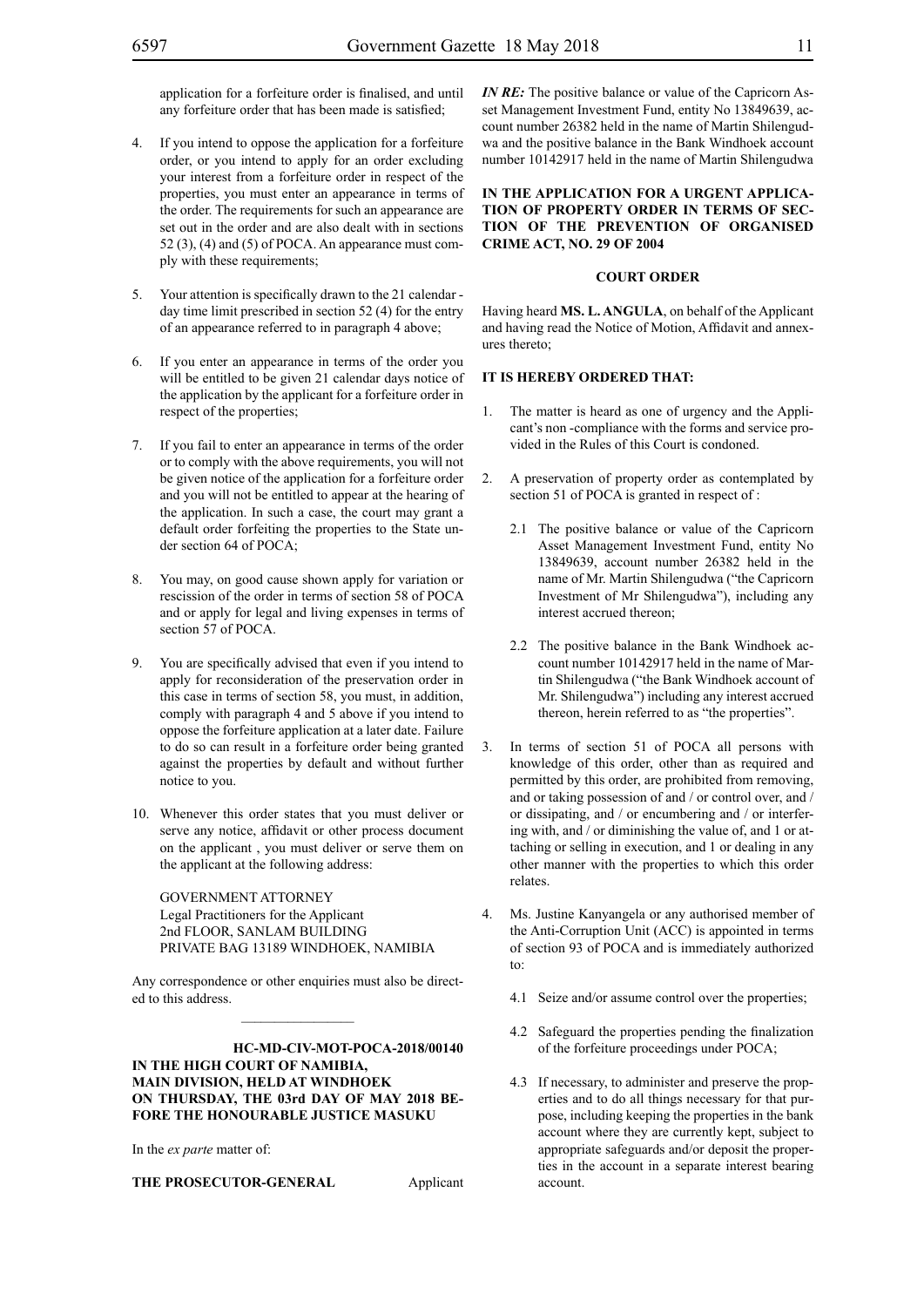application for a forfeiture order is finalised, and until any forfeiture order that has been made is satisfied;

4. If you intend to oppose the application for a forfeiture order, or you intend to apply for an order excluding your interest from a forfeiture order in respect of the properties, you must enter an appearance in terms of the order. The requirements for such an appearance are set out in the order and are also dealt with in sections 52 (3), (4) and (5) of POCA. An appearance must comply with these requirements;

5. Your attention is specifically drawn to the 21 calendar - day time limit prescribed in section 52 (4) for the entry of an appearance referred to in paragraph 4 above;

6. If you enter an appearance in terms of the order you will be entitled to be given 21 calendar days notice of the application by the applicant for a forfeiture order in respect of the properties;

7. If you fail to enter an appearance in terms of the order or to comply with the above requirements, you will not be given notice of the application for a forfeiture order and you will not be entitled to appear at the hearing of the application. In such a case, the court may grant a default order forfeiting the properties to the State under section 64 of POCA;

8. You may, on good cause shown apply for variation or rescission of the order in terms of section 58 of POCA and or apply for legal and living expenses in terms of section 57 of POCA.

9. You are specifically advised that even if you intend to apply for reconsideration of the preservation order in this case in terms of section 58, you must, in addition, comply with paragraph 4 and 5 above if you intend to oppose the forfeiture application at a later date. Failure to do so can result in a forfeiture order being granted against the properties by default and without further notice to you.

10. Whenever this order states that you must deliver or serve any notice, affidavit or other process document on the applicant , you must deliver or serve them on the applicant at the following address:

GOVERNMENT ATTORNEY
Legal Practitioners for the Applicant
2nd FLOOR, SANLAM BUILDING
PRIVATE BAG 13189 WINDHOEK, NAMIBIA

Any correspondence or other enquiries must also be directed to this address.

---

**HC-MD-CIV-MOT-POCA-2018/00140**
**IN THE HIGH COURT OF NAMIBIA, MAIN DIVISION, HELD AT WINDHOEK ON THURSDAY, THE 03rd DAY OF MAY 2018 BEFORE THE HONOURABLE JUSTICE MASUKU**

In the *ex parte* matter of:

**THE PROSECUTOR-GENERAL** Applicant

***IN RE:*** The positive balance or value of the Capricorn Asset Management Investment Fund, entity No 13849639, account number 26382 held in the name of Martin Shilengudwa and the positive balance in the Bank Windhoek account number 10142917 held in the name of Martin Shilengudwa

**IN THE APPLICATION FOR A URGENT APPLICATION OF PROPERTY ORDER IN TERMS OF SECTION OF THE PREVENTION OF ORGANISED CRIME ACT, NO. 29 OF 2004**

**COURT ORDER**

Having heard **MS. L. ANGULA**, on behalf of the Applicant and having read the Notice of Motion, Affidavit and annexures thereto;

**IT IS HEREBY ORDERED THAT:**

1. The matter is heard as one of urgency and the Applicant's non -compliance with the forms and service provided in the Rules of this Court is condoned.

2. A preservation of property order as contemplated by section 51 of POCA is granted in respect of :

   2.1 The positive balance or value of the Capricorn Asset Management Investment Fund, entity No 13849639, account number 26382 held in the name of Mr. Martin Shilengudwa ("the Capricorn Investment of Mr Shilengudwa"), including any interest accrued thereon;

   2.2 The positive balance in the Bank Windhoek account number 10142917 held in the name of Martin Shilengudwa ("the Bank Windhoek account of Mr. Shilengudwa") including any interest accrued thereon, herein referred to as "the properties".

3. In terms of section 51 of POCA all persons with knowledge of this order, other than as required and permitted by this order, are prohibited from removing, and or taking possession of and / or control over, and / or dissipating, and / or encumbering and / or interfering with, and / or diminishing the value of, and 1 or attaching or selling in execution, and 1 or dealing in any other manner with the properties to which this order relates.

4. Ms. Justine Kanyangela or any authorised member of the Anti-Corruption Unit (ACC) is appointed in terms of section 93 of POCA and is immediately authorized to:

   4.1 Seize and/or assume control over the properties;

   4.2 Safeguard the properties pending the finalization of the forfeiture proceedings under POCA;

   4.3 If necessary, to administer and preserve the properties and to do all things necessary for that purpose, including keeping the properties in the bank account where they are currently kept, subject to appropriate safeguards and/or deposit the properties in the account in a separate interest bearing account.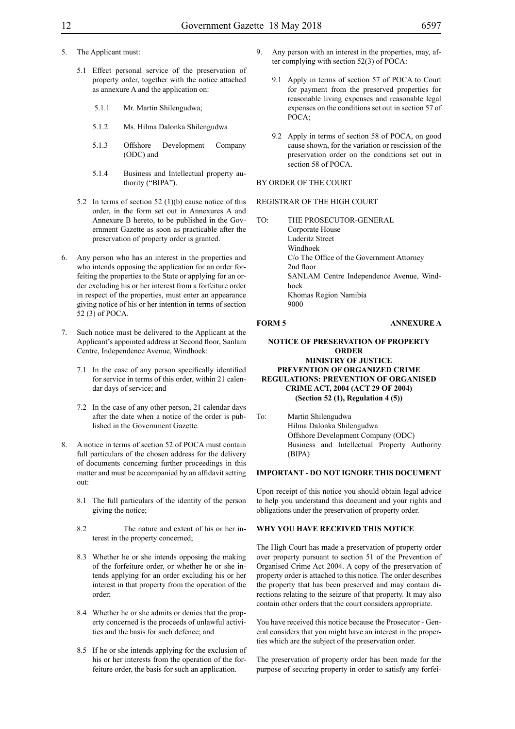5. The Applicant must:

   5.1 Effect personal service of the preservation of property order, together with the notice attached as annexure A and the application on:

      5.1.1 Mr. Martin Shilengudwa;

      5.1.2 Ms. Hilma Dalonka Shilengudwa

      5.1.3 Offshore Development Company (ODC) and

      5.1.4 Business and Intellectual property authority ("BIPA").

   5.2 In terms of section 52 (1)(b) cause notice of this order, in the form set out in Annexures A and Annexure B hereto, to be published in the Government Gazette as soon as practicable after the preservation of property order is granted.

6. Any person who has an interest in the properties and who intends opposing the application for an order forfeiting the properties to the State or applying for an order excluding his or her interest from a forfeiture order in respect of the properties, must enter an appearance giving notice of his or her intention in terms of section 52 (3) of POCA.

7. Such notice must be delivered to the Applicant at the Applicant's appointed address at Second floor, Sanlam Centre, Independence Avenue, Windhoek:

   7.1 In the case of any person specifically identified for service in terms of this order, within 21 calendar days of service; and

   7.2 In the case of any other person, 21 calendar days after the date when a notice of the order is published in the Government Gazette.

8. A notice in terms of section 52 of POCA must contain full particulars of the chosen address for the delivery of documents concerning further proceedings in this matter and must be accompanied by an affidavit setting out:

   8.1 The full particulars of the identity of the person giving the notice;

   8.2 The nature and extent of his or her interest in the property concerned;

   8.3 Whether he or she intends opposing the making of the forfeiture order, or whether he or she intends applying for an order excluding his or her interest in that property from the operation of the order;

   8.4 Whether he or she admits or denies that the property concerned is the proceeds of unlawful activities and the basis for such defence; and

   8.5 If he or she intends applying for the exclusion of his or her interests from the operation of the forfeiture order, the basis for such an application.

9. Any person with an interest in the properties, may, after complying with section 52(3) of POCA:

   9.1 Apply in terms of section 57 of POCA to Court for payment from the preserved properties for reasonable living expenses and reasonable legal expenses on the conditions set out in section 57 of POCA;

   9.2 Apply in terms of section 58 of POCA, on good cause shown, for the variation or rescission of the preservation order on the conditions set out in section 58 of POCA.

BY ORDER OF THE COURT

REGISTRAR OF THE HIGH COURT

TO: THE PROSECUTOR-GENERAL
Corporate House
Luderitz Street
Windhoek
C/o The Office of the Government Attorney
2nd floor
SANLAM Centre Independence Avenue, Windhoek
Khomas Region Namibia
9000

**FORM 5** **ANNEXURE A**

**NOTICE OF PRESERVATION OF PROPERTY ORDER**
**MINISTRY OF JUSTICE**
**PREVENTION OF ORGANIZED CRIME REGULATIONS: PREVENTION OF ORGANISED CRIME ACT, 2004 (ACT 29 OF 2004)**
**(Section 52 (1), Regulation 4 (5))**

To: Martin Shilengudwa
Hilma Dalonka Shilengudwa
Offshore Development Company (ODC)
Business and Intellectual Property Authority (BIPA)

**IMPORTANT - DO NOT IGNORE THIS DOCUMENT**

Upon receipt of this notice you should obtain legal advice to help you understand this document and your rights and obligations under the preservation of property order.

**WHY YOU HAVE RECEIVED THIS NOTICE**

The High Court has made a preservation of property order over property pursuant to section 51 of the Prevention of Organised Crime Act 2004. A copy of the preservation of property order is attached to this notice. The order describes the property that has been preserved and may contain directions relating to the seizure of that property. It may also contain other orders that the court considers appropriate.

You have received this notice because the Prosecutor - General considers that you might have an interest in the properties which are the subject of the preservation order.

The preservation of property order has been made for the purpose of securing property in order to satisfy any forfei-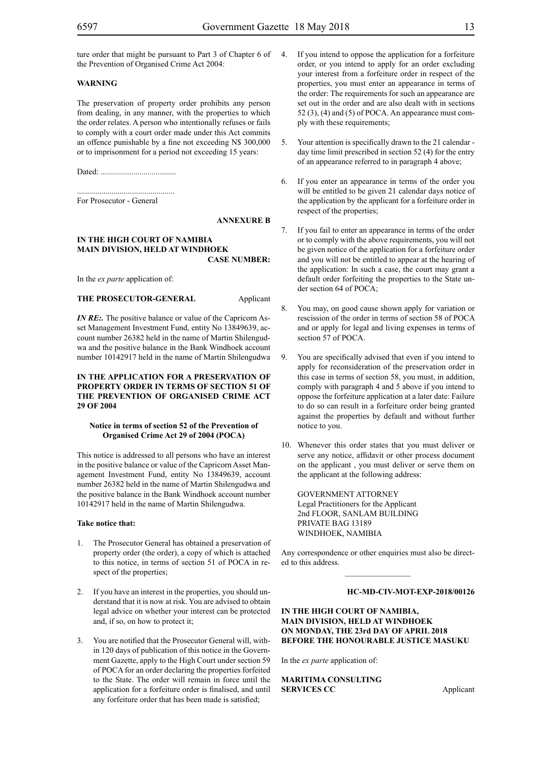ture order that might be pursuant to Part 3 of Chapter 6 of the Prevention of Organised Crime Act 2004:

**WARNING**

The preservation of property order prohibits any person from dealing, in any manner, with the properties to which the order relates. A person who intentionally refuses or fails to comply with a court order made under this Act commits an offence punishable by a fine not exceeding N$ 300,000 or to imprisonment for a period not exceeding 15 years:

Dated: .....................................

................................................
For Prosecutor - General

**ANNEXURE B**

**IN THE HIGH COURT OF NAMIBIA**
**MAIN DIVISION, HELD AT WINDHOEK**
**CASE NUMBER:**

In the *ex parte* application of:

**THE PROSECUTOR-GENERAL** Applicant

***IN RE:.*** The positive balance or value of the Capricorn Asset Management Investment Fund, entity No 13849639, account number 26382 held in the name of Martin Shilengudwa and the positive balance in the Bank Windhoek account number 10142917 held in the name of Martin Shilengudwa

**IN THE APPLICATION FOR A PRESERVATION OF PROPERTY ORDER IN TERMS OF SECTION 51 OF THE PREVENTION OF ORGANISED CRIME ACT 29 OF 2004**

**Notice in terms of section 52 of the Prevention of Organised Crime Act 29 of 2004 (POCA)**

This notice is addressed to all persons who have an interest in the positive balance or value of the Capricorn Asset Management Investment Fund, entity No 13849639, account number 26382 held in the name of Martin Shilengudwa and the positive balance in the Bank Windhoek account number 10142917 held in the name of Martin Shilengudwa.

**Take notice that:**

1. The Prosecutor General has obtained a preservation of property order (the order), a copy of which is attached to this notice, in terms of section 51 of POCA in respect of the properties;

2. If you have an interest in the properties, you should understand that it is now at risk. You are advised to obtain legal advice on whether your interest can be protected and, if so, on how to protect it;

3. You are notified that the Prosecutor General will, within 120 days of publication of this notice in the Government Gazette, apply to the High Court under section 59 of POCA for an order declaring the properties forfeited to the State. The order will remain in force until the application for a forfeiture order is finalised, and until any forfeiture order that has been made is satisfied;

4. If you intend to oppose the application for a forfeiture order, or you intend to apply for an order excluding your interest from a forfeiture order in respect of the properties, you must enter an appearance in terms of the order: The requirements for such an appearance are set out in the order and are also dealt with in sections 52 (3), (4) and (5) of POCA. An appearance must comply with these requirements;

5. Your attention is specifically drawn to the 21 calendar - day time limit prescribed in section 52 (4) for the entry of an appearance referred to in paragraph 4 above;

6. If you enter an appearance in terms of the order you will be entitled to be given 21 calendar days notice of the application by the applicant for a forfeiture order in respect of the properties;

7. If you fail to enter an appearance in terms of the order or to comply with the above requirements, you will not be given notice of the application for a forfeiture order and you will not be entitled to appear at the hearing of the application: In such a case, the court may grant a default order forfeiting the properties to the State under section 64 of POCA;

8. You may, on good cause shown apply for variation or rescission of the order in terms of section 58 of POCA and or apply for legal and living expenses in terms of section 57 of POCA.

9. You are specifically advised that even if you intend to apply for reconsideration of the preservation order in this case in terms of section 58, you must, in addition, comply with paragraph 4 and 5 above if you intend to oppose the forfeiture application at a later date: Failure to do so can result in a forfeiture order being granted against the properties by default and without further notice to you.

10. Whenever this order states that you must deliver or serve any notice, affidavit or other process document on the applicant , you must deliver or serve them on the applicant at the following address:

GOVERNMENT ATTORNEY
Legal Practitioners for the Applicant
2nd FLOOR, SANLAM BUILDING
PRIVATE BAG 13189
WINDHOEK, NAMIBIA

Any correspondence or other enquiries must also be directed to this address.

________________

**HC-MD-CIV-MOT-EXP-2018/00126**

**IN THE HIGH COURT OF NAMIBIA,**
**MAIN DIVISION, HELD AT WINDHOEK**
**ON MONDAY, THE 23rd DAY OF APRIL 2018**
**BEFORE THE HONOURABLE JUSTICE MASUKU**

In the *ex parte* application of:

**MARITIMA CONSULTING SERVICES CC** Applicant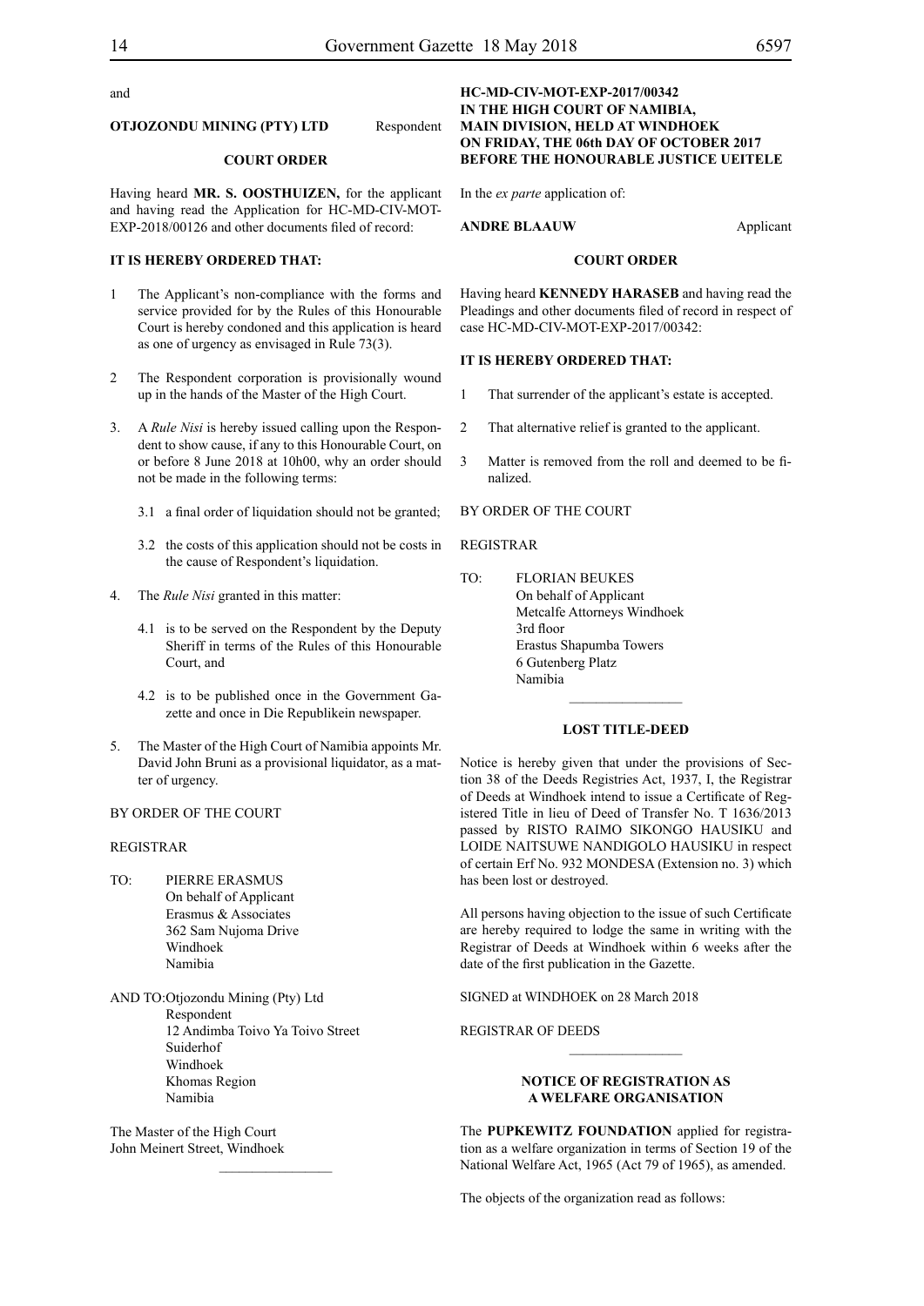and

**OTJOZONDU MINING (PTY) LTD** Respondent

**COURT ORDER**

Having heard **MR. S. OOSTHUIZEN,** for the applicant and having read the Application for HC-MD-CIV-MOT-EXP-2018/00126 and other documents filed of record:

**IT IS HEREBY ORDERED THAT:**

1 The Applicant's non-compliance with the forms and service provided for by the Rules of this Honourable Court is hereby condoned and this application is heard as one of urgency as envisaged in Rule 73(3).

2 The Respondent corporation is provisionally wound up in the hands of the Master of the High Court.

3. A *Rule Nisi* is hereby issued calling upon the Respondent to show cause, if any to this Honourable Court, on or before 8 June 2018 at 10h00, why an order should not be made in the following terms:

   3.1 a final order of liquidation should not be granted;

   3.2 the costs of this application should not be costs in the cause of Respondent's liquidation.

4. The *Rule Nisi* granted in this matter:

   4.1 is to be served on the Respondent by the Deputy Sheriff in terms of the Rules of this Honourable Court, and

   4.2 is to be published once in the Government Gazette and once in Die Republikein newspaper.

5. The Master of the High Court of Namibia appoints Mr. David John Bruni as a provisional liquidator, as a matter of urgency.

BY ORDER OF THE COURT

REGISTRAR

TO: PIERRE ERASMUS
On behalf of Applicant
Erasmus & Associates
362 Sam Nujoma Drive
Windhoek
Namibia

AND TO: Otjozondu Mining (Pty) Ltd
Respondent
12 Andimba Toivo Ya Toivo Street
Suiderhof
Windhoek
Khomas Region
Namibia

The Master of the High Court
John Meinert Street, Windhoek

---

**HC-MD-CIV-MOT-EXP-2017/00342**
**IN THE HIGH COURT OF NAMIBIA,**
**MAIN DIVISION, HELD AT WINDHOEK**
**ON FRIDAY, THE 06th DAY OF OCTOBER 2017**
**BEFORE THE HONOURABLE JUSTICE UEITELE**

In the *ex parte* application of:

**ANDRE BLAAUW** Applicant

**COURT ORDER**

Having heard **KENNEDY HARASEB** and having read the Pleadings and other documents filed of record in respect of case HC-MD-CIV-MOT-EXP-2017/00342:

**IT IS HEREBY ORDERED THAT:**

1 That surrender of the applicant's estate is accepted.

2 That alternative relief is granted to the applicant.

3 Matter is removed from the roll and deemed to be finalized.

BY ORDER OF THE COURT

REGISTRAR

TO: FLORIAN BEUKES
On behalf of Applicant
Metcalfe Attorneys Windhoek
3rd floor
Erastus Shapumba Towers
6 Gutenberg Platz
Namibia

---

**LOST TITLE-DEED**

Notice is hereby given that under the provisions of Section 38 of the Deeds Registries Act, 1937, I, the Registrar of Deeds at Windhoek intend to issue a Certificate of Registered Title in lieu of Deed of Transfer No. T 1636/2013 passed by RISTO RAIMO SIKONGO HAUSIKU and LOIDE NAITSUWE NANDIGOLO HAUSIKU in respect of certain Erf No. 932 MONDESA (Extension no. 3) which has been lost or destroyed.

All persons having objection to the issue of such Certificate are hereby required to lodge the same in writing with the Registrar of Deeds at Windhoek within 6 weeks after the date of the first publication in the Gazette.

SIGNED at WINDHOEK on 28 March 2018

REGISTRAR OF DEEDS

---

**NOTICE OF REGISTRATION AS A WELFARE ORGANISATION**

The **PUPKEWITZ FOUNDATION** applied for registration as a welfare organization in terms of Section 19 of the National Welfare Act, 1965 (Act 79 of 1965), as amended.

The objects of the organization read as follows: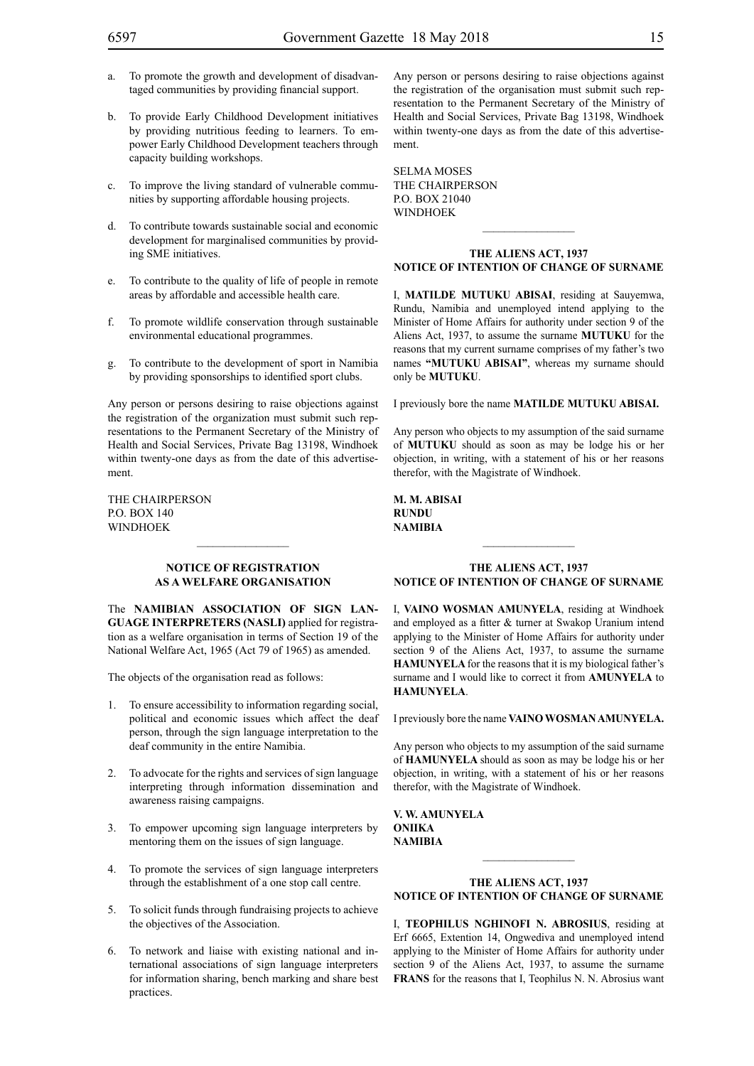a. To promote the growth and development of disadvantaged communities by providing financial support.

b. To provide Early Childhood Development initiatives by providing nutritious feeding to learners. To empower Early Childhood Development teachers through capacity building workshops.

c. To improve the living standard of vulnerable communities by supporting affordable housing projects.

d. To contribute towards sustainable social and economic development for marginalised communities by providing SME initiatives.

e. To contribute to the quality of life of people in remote areas by affordable and accessible health care.

f. To promote wildlife conservation through sustainable environmental educational programmes.

g. To contribute to the development of sport in Namibia by providing sponsorships to identified sport clubs.

Any person or persons desiring to raise objections against the registration of the organization must submit such representations to the Permanent Secretary of the Ministry of Health and Social Services, Private Bag 13198, Windhoek within twenty-one days as from the date of this advertisement.

THE CHAIRPERSON
P.O. BOX 140
WINDHOEK

---

**NOTICE OF REGISTRATION AS A WELFARE ORGANISATION**

The **NAMIBIAN ASSOCIATION OF SIGN LANGUAGE INTERPRETERS (NASLI)** applied for registration as a welfare organisation in terms of Section 19 of the National Welfare Act, 1965 (Act 79 of 1965) as amended.

The objects of the organisation read as follows:

1. To ensure accessibility to information regarding social, political and economic issues which affect the deaf person, through the sign language interpretation to the deaf community in the entire Namibia.

2. To advocate for the rights and services of sign language interpreting through information dissemination and awareness raising campaigns.

3. To empower upcoming sign language interpreters by mentoring them on the issues of sign language.

4. To promote the services of sign language interpreters through the establishment of a one stop call centre.

5. To solicit funds through fundraising projects to achieve the objectives of the Association.

6. To network and liaise with existing national and international associations of sign language interpreters for information sharing, bench marking and share best practices.

Any person or persons desiring to raise objections against the registration of the organisation must submit such representation to the Permanent Secretary of the Ministry of Health and Social Services, Private Bag 13198, Windhoek within twenty-one days as from the date of this advertisement.

SELMA MOSES
THE CHAIRPERSON
P.O. BOX 21040
WINDHOEK

---

**THE ALIENS ACT, 1937
NOTICE OF INTENTION OF CHANGE OF SURNAME**

I, **MATILDE MUTUKU ABISAI**, residing at Sauyemwa, Rundu, Namibia and unemployed intend applying to the Minister of Home Affairs for authority under section 9 of the Aliens Act, 1937, to assume the surname **MUTUKU** for the reasons that my current surname comprises of my father's two names **"MUTUKU ABISAI"**, whereas my surname should only be **MUTUKU**.

I previously bore the name **MATILDE MUTUKU ABISAI.**

Any person who objects to my assumption of the said surname of **MUTUKU** should as soon as may be lodge his or her objection, in writing, with a statement of his or her reasons therefor, with the Magistrate of Windhoek.

**M. M. ABISAI
RUNDU
NAMIBIA**

---

**THE ALIENS ACT, 1937
NOTICE OF INTENTION OF CHANGE OF SURNAME**

I, **VAINO WOSMAN AMUNYELA**, residing at Windhoek and employed as a fitter & turner at Swakop Uranium intend applying to the Minister of Home Affairs for authority under section 9 of the Aliens Act, 1937, to assume the surname **HAMUNYELA** for the reasons that it is my biological father's surname and I would like to correct it from **AMUNYELA** to **HAMUNYELA**.

I previously bore the name **VAINO WOSMAN AMUNYELA.**

Any person who objects to my assumption of the said surname of **HAMUNYELA** should as soon as may be lodge his or her objection, in writing, with a statement of his or her reasons therefor, with the Magistrate of Windhoek.

**V. W. AMUNYELA
ONIIKA
NAMIBIA**

---

**THE ALIENS ACT, 1937
NOTICE OF INTENTION OF CHANGE OF SURNAME**

I, **TEOPHILUS NGHINOFI N. ABROSIUS**, residing at Erf 6665, Extention 14, Ongwediva and unemployed intend applying to the Minister of Home Affairs for authority under section 9 of the Aliens Act, 1937, to assume the surname **FRANS** for the reasons that I, Teophilus N. N. Abrosius want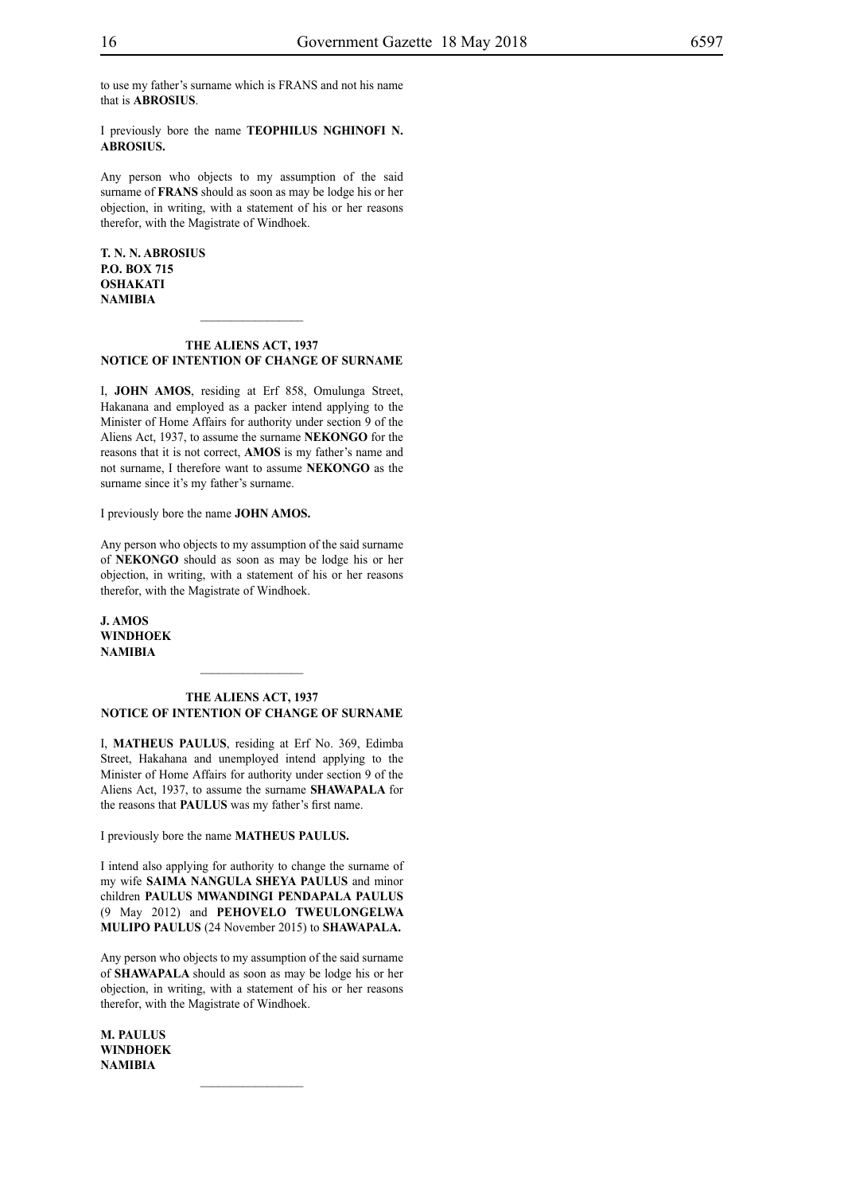to use my father's surname which is FRANS and not his name that is **ABROSIUS**.

I previously bore the name **TEOPHILUS NGHINOFI N. ABROSIUS.**

Any person who objects to my assumption of the said surname of **FRANS** should as soon as may be lodge his or her objection, in writing, with a statement of his or her reasons therefor, with the Magistrate of Windhoek.

**T. N. N. ABROSIUS**
**P.O. BOX 715**
**OSHAKATI**
**NAMIBIA**

---

**THE ALIENS ACT, 1937**
**NOTICE OF INTENTION OF CHANGE OF SURNAME**

I, **JOHN AMOS**, residing at Erf 858, Omulunga Street, Hakanana and employed as a packer intend applying to the Minister of Home Affairs for authority under section 9 of the Aliens Act, 1937, to assume the surname **NEKONGO** for the reasons that it is not correct, **AMOS** is my father's name and not surname, I therefore want to assume **NEKONGO** as the surname since it's my father's surname.

I previously bore the name **JOHN AMOS.**

Any person who objects to my assumption of the said surname of **NEKONGO** should as soon as may be lodge his or her objection, in writing, with a statement of his or her reasons therefor, with the Magistrate of Windhoek.

**J. AMOS**
**WINDHOEK**
**NAMIBIA**

---

**THE ALIENS ACT, 1937**
**NOTICE OF INTENTION OF CHANGE OF SURNAME**

I, **MATHEUS PAULUS**, residing at Erf No. 369, Edimba Street, Hakahana and unemployed intend applying to the Minister of Home Affairs for authority under section 9 of the Aliens Act, 1937, to assume the surname **SHAWAPALA** for the reasons that **PAULUS** was my father's first name.

I previously bore the name **MATHEUS PAULUS.**

I intend also applying for authority to change the surname of my wife **SAIMA NANGULA SHEYA PAULUS** and minor children **PAULUS MWANDINGI PENDAPALA PAULUS** (9 May 2012) and **PEHOVELO TWEULONGELWA MULIPO PAULUS** (24 November 2015) to **SHAWAPALA.**

Any person who objects to my assumption of the said surname of **SHAWAPALA** should as soon as may be lodge his or her objection, in writing, with a statement of his or her reasons therefor, with the Magistrate of Windhoek.

**M. PAULUS**
**WINDHOEK**
**NAMIBIA**

---